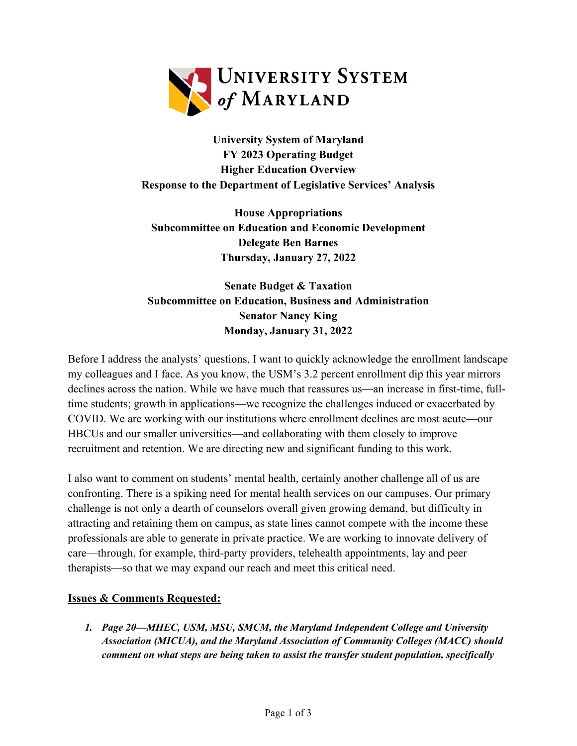**University System of Maryland**
**FY 2023 Operating Budget**
**Higher Education Overview**
**Response to the Department of Legislative Services' Analysis**

**House Appropriations**
**Subcommittee on Education and Economic Development**
**Delegate Ben Barnes**
**Thursday, January 27, 2022**

**Senate Budget & Taxation**
**Subcommittee on Education, Business and Administration**
**Senator Nancy King**
**Monday, January 31, 2022**

Before I address the analysts' questions, I want to quickly acknowledge the enrollment landscape my colleagues and I face. As you know, the USM's 3.2 percent enrollment dip this year mirrors declines across the nation. While we have much that reassures us—an increase in first-time, full-time students; growth in applications—we recognize the challenges induced or exacerbated by COVID. We are working with our institutions where enrollment declines are most acute—our HBCUs and our smaller universities—and collaborating with them closely to improve recruitment and retention. We are directing new and significant funding to this work.

I also want to comment on students' mental health, certainly another challenge all of us are confronting. There is a spiking need for mental health services on our campuses. Our primary challenge is not only a dearth of counselors overall given growing demand, but difficulty in attracting and retaining them on campus, as state lines cannot compete with the income these professionals are able to generate in private practice. We are working to innovate delivery of care—through, for example, third-party providers, telehealth appointments, lay and peer therapists—so that we may expand our reach and meet this critical need.

**<u>Issues & Comments Requested:</u>**

1. ***Page 20—MHEC, USM, MSU, SMCM, the Maryland Independent College and University Association (MICUA), and the Maryland Association of Community Colleges (MACC) should comment on what steps are being taken to assist the transfer student population, specifically***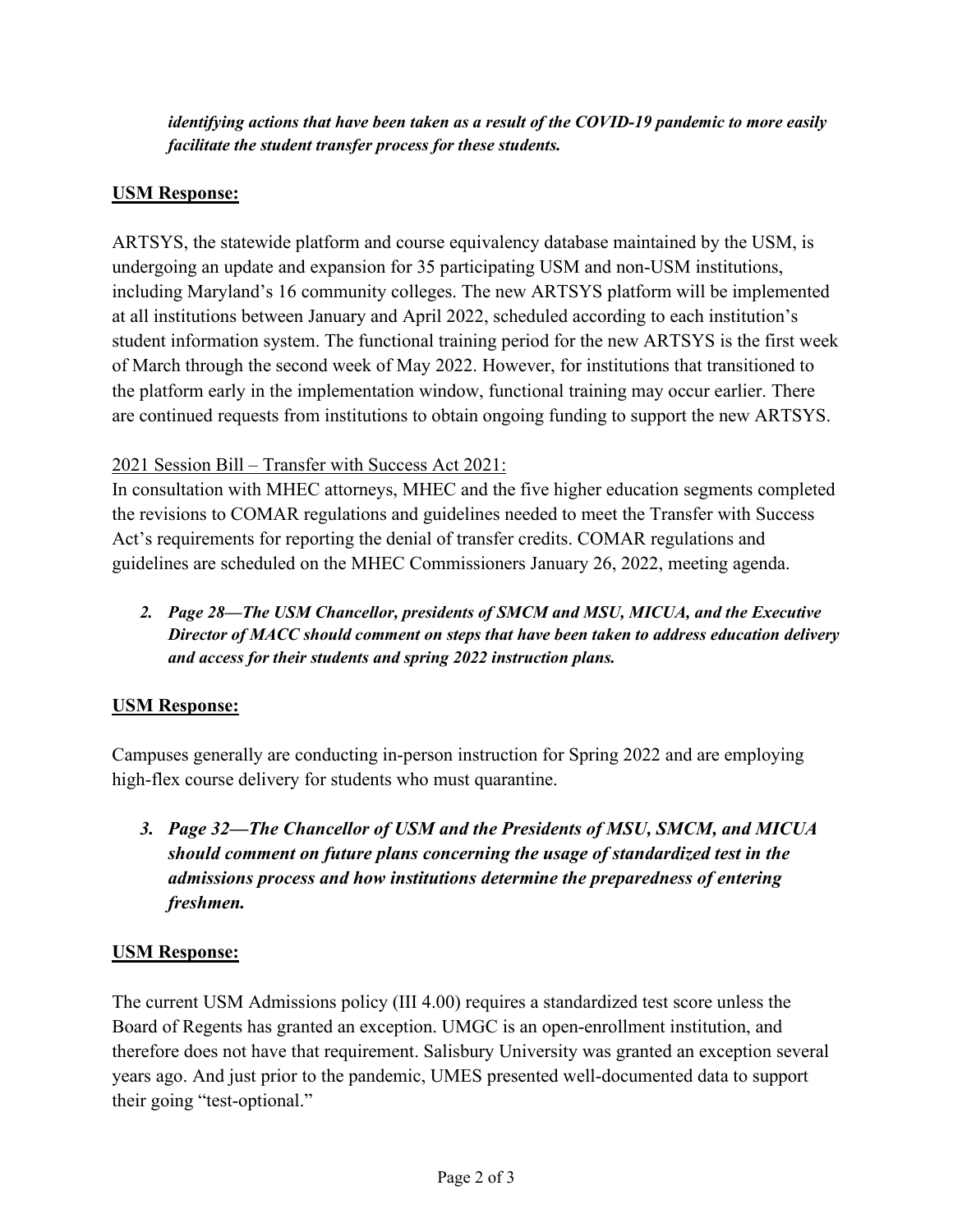*identifying actions that have been taken as a result of the COVID-19 pandemic to more easily facilitate the student transfer process for these students.*

**USM Response:**

ARTSYS, the statewide platform and course equivalency database maintained by the USM, is undergoing an update and expansion for 35 participating USM and non-USM institutions, including Maryland's 16 community colleges. The new ARTSYS platform will be implemented at all institutions between January and April 2022, scheduled according to each institution's student information system. The functional training period for the new ARTSYS is the first week of March through the second week of May 2022. However, for institutions that transitioned to the platform early in the implementation window, functional training may occur earlier. There are continued requests from institutions to obtain ongoing funding to support the new ARTSYS.

2021 Session Bill – Transfer with Success Act 2021:
In consultation with MHEC attorneys, MHEC and the five higher education segments completed the revisions to COMAR regulations and guidelines needed to meet the Transfer with Success Act's requirements for reporting the denial of transfer credits. COMAR regulations and guidelines are scheduled on the MHEC Commissioners January 26, 2022, meeting agenda.

2. ***Page 28—The USM Chancellor, presidents of SMCM and MSU, MICUA, and the Executive Director of MACC should comment on steps that have been taken to address education delivery and access for their students and spring 2022 instruction plans.***

**USM Response:**

Campuses generally are conducting in-person instruction for Spring 2022 and are employing high-flex course delivery for students who must quarantine.

3. ***Page 32—The Chancellor of USM and the Presidents of MSU, SMCM, and MICUA should comment on future plans concerning the usage of standardized test in the admissions process and how institutions determine the preparedness of entering freshmen.***

**USM Response:**

The current USM Admissions policy (III 4.00) requires a standardized test score unless the Board of Regents has granted an exception. UMGC is an open-enrollment institution, and therefore does not have that requirement. Salisbury University was granted an exception several years ago. And just prior to the pandemic, UMES presented well-documented data to support their going "test-optional."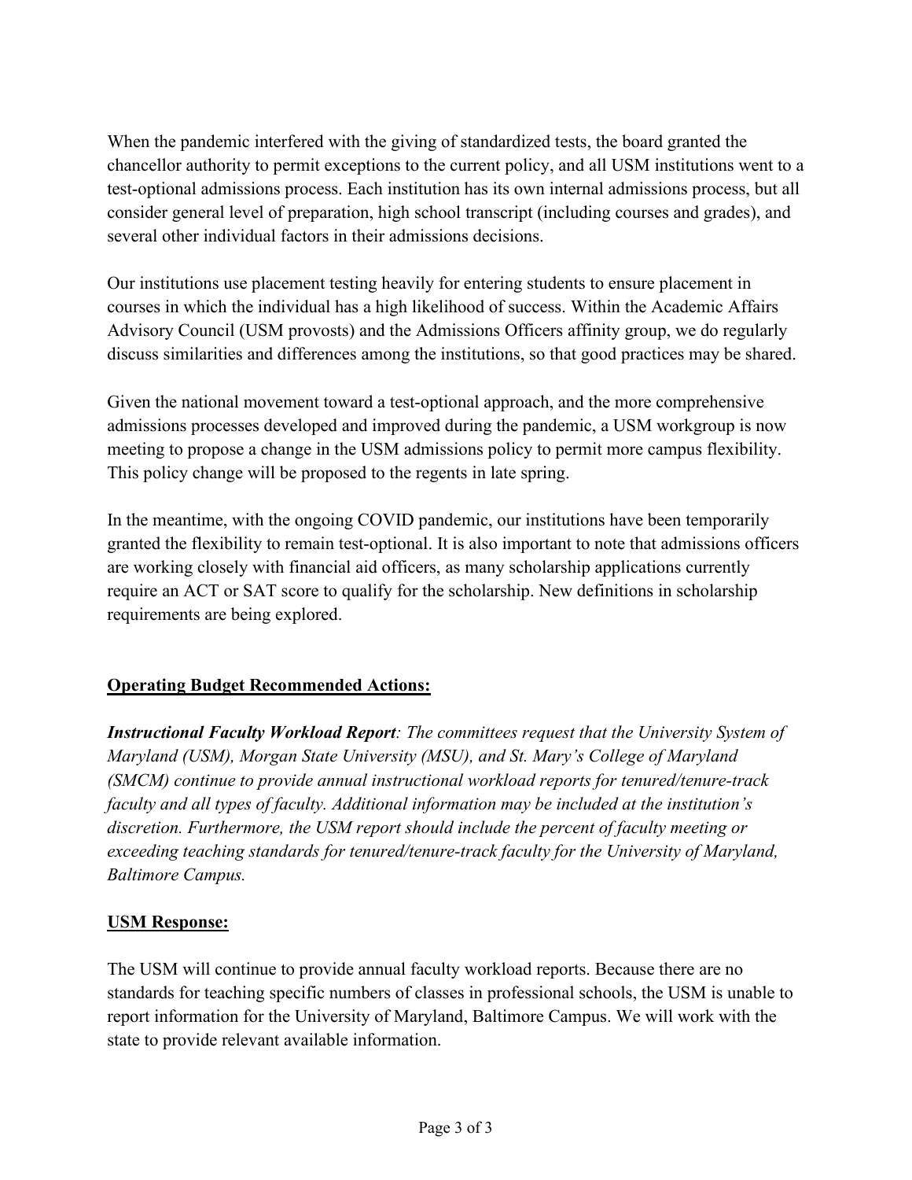When the pandemic interfered with the giving of standardized tests, the board granted the chancellor authority to permit exceptions to the current policy, and all USM institutions went to a test-optional admissions process. Each institution has its own internal admissions process, but all consider general level of preparation, high school transcript (including courses and grades), and several other individual factors in their admissions decisions.

Our institutions use placement testing heavily for entering students to ensure placement in courses in which the individual has a high likelihood of success. Within the Academic Affairs Advisory Council (USM provosts) and the Admissions Officers affinity group, we do regularly discuss similarities and differences among the institutions, so that good practices may be shared.

Given the national movement toward a test-optional approach, and the more comprehensive admissions processes developed and improved during the pandemic, a USM workgroup is now meeting to propose a change in the USM admissions policy to permit more campus flexibility. This policy change will be proposed to the regents in late spring.

In the meantime, with the ongoing COVID pandemic, our institutions have been temporarily granted the flexibility to remain test-optional. It is also important to note that admissions officers are working closely with financial aid officers, as many scholarship applications currently require an ACT or SAT score to qualify for the scholarship. New definitions in scholarship requirements are being explored.

## **Operating Budget Recommended Actions:**

***Instructional Faculty Workload Report**: The committees request that the University System of Maryland (USM), Morgan State University (MSU), and St. Mary's College of Maryland (SMCM) continue to provide annual instructional workload reports for tenured/tenure-track faculty and all types of faculty. Additional information may be included at the institution's discretion. Furthermore, the USM report should include the percent of faculty meeting or exceeding teaching standards for tenured/tenure-track faculty for the University of Maryland, Baltimore Campus.*

## **USM Response:**

The USM will continue to provide annual faculty workload reports. Because there are no standards for teaching specific numbers of classes in professional schools, the USM is unable to report information for the University of Maryland, Baltimore Campus. We will work with the state to provide relevant available information.